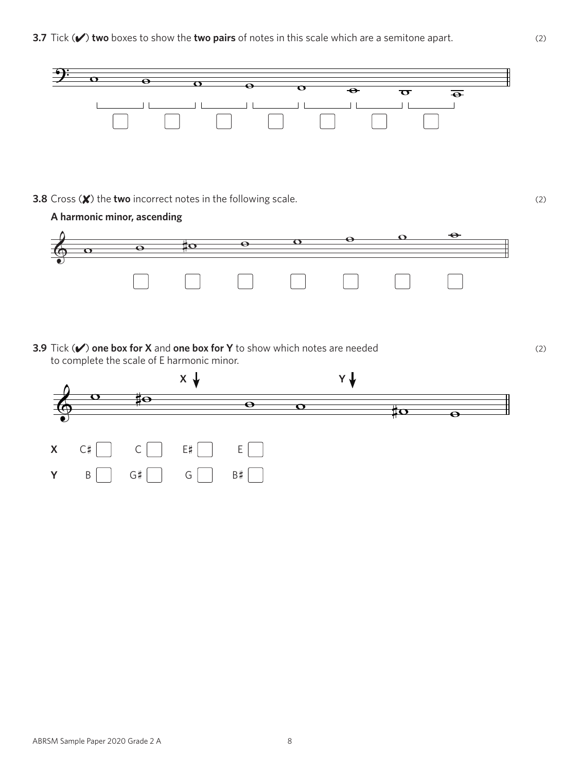**3.7** Tick (✔) **two** boxes to show the **two pairs** of notes in this scale which are a semitone apart. (2)

☐ ☐ ☐ ☐ ☐ ☐ ☐

**3.8** Cross (✘) the **two** incorrect notes in the following scale. (2)

**A harmonic minor, ascending**

☐ ☐ ☐ ☐ ☐ ☐ ☐

**3.9** Tick (✔) **one box for X** and **one box for Y** to show which notes are needed to complete the scale of E harmonic minor. (2)

**X** C♯ ☐ C ☐ E♯ ☐ E ☐

**Y** B ☐ G♯ ☐ G ☐ B♯ ☐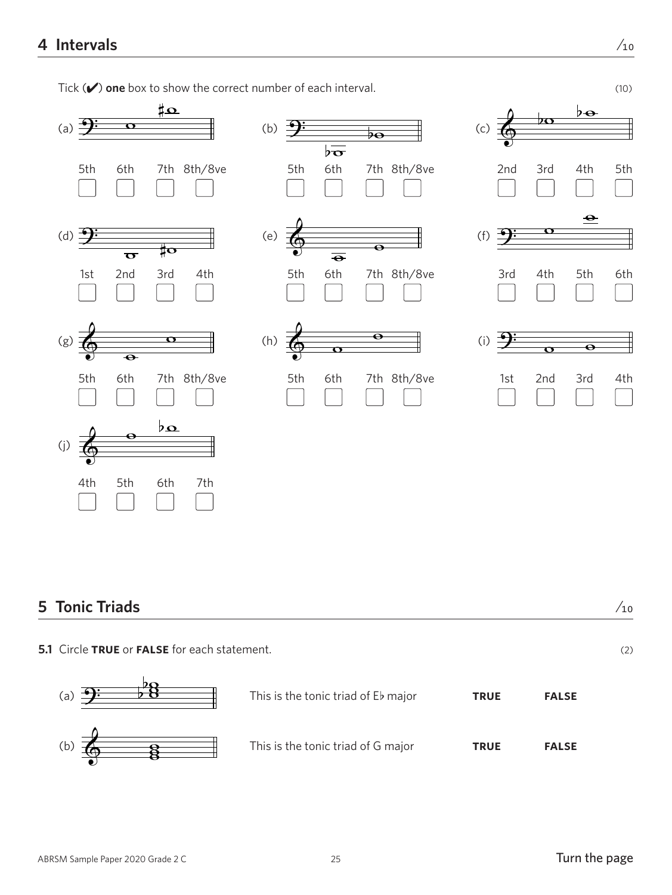## 4 Intervals

/10

Tick (✔) **one** box to show the correct number of each interval. (10)

(a)
5th 6th 7th 8th/8ve

(b)
5th 6th 7th 8th/8ve

(c)
2nd 3rd 4th 5th

(d)
1st 2nd 3rd 4th

(e)
5th 6th 7th 8th/8ve

(f)
3rd 4th 5th 6th

(g)
5th 6th 7th 8th/8ve

(h)
5th 6th 7th 8th/8ve

(i)
1st 2nd 3rd 4th

(j)
4th 5th 6th 7th

## 5 Tonic Triads

/10

**5.1** Circle **TRUE** or **FALSE** for each statement. (2)

(a) This is the tonic triad of E♭ major **TRUE** **FALSE**

(b) This is the tonic triad of G major **TRUE** **FALSE**

Turn the page